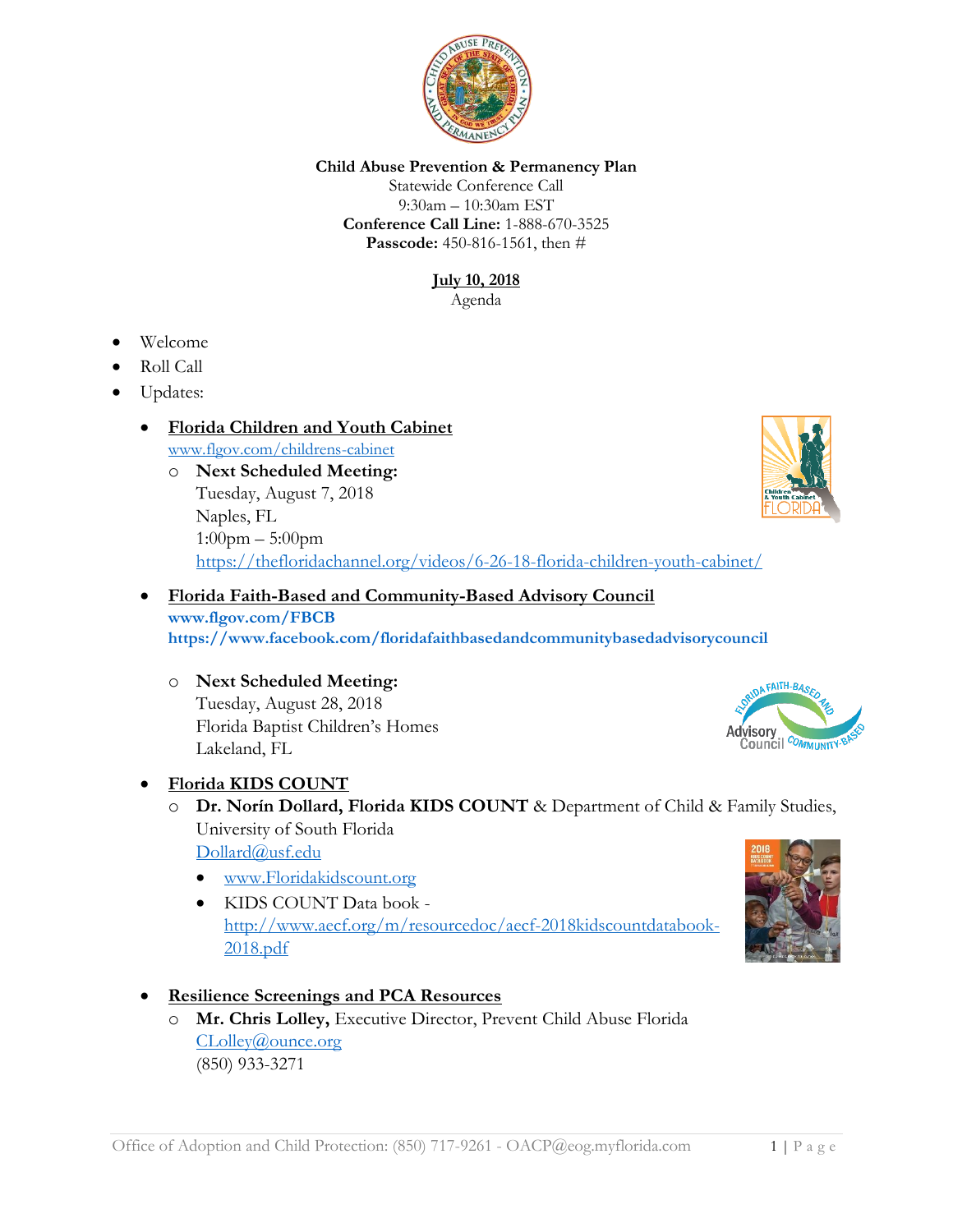**Child Abuse Prevention & Permanency Plan**
Statewide Conference Call
9:30am – 10:30am EST
**Conference Call Line:** 1-888-670-3525
**Passcode:** 450-816-1561, then #

**July 10, 2018**
Agenda

- Welcome
- Roll Call
- Updates:
  - **Florida Children and Youth Cabinet**
    www.flgov.com/childrens-cabinet
    - **Next Scheduled Meeting:**
      Tuesday, August 7, 2018
      Naples, FL
      1:00pm – 5:00pm
      https://thefloridachannel.org/videos/6-26-18-florida-children-youth-cabinet/
  - **Florida Faith-Based and Community-Based Advisory Council**
    **www.flgov.com/FBCB**
    **https://www.facebook.com/floridafaithbasedandcommunitybasedadvisorycouncil**
    - **Next Scheduled Meeting:**
      Tuesday, August 28, 2018
      Florida Baptist Children's Homes
      Lakeland, FL
  - **Florida KIDS COUNT**
    - **Dr. Norín Dollard, Florida KIDS COUNT** & Department of Child & Family Studies, University of South Florida
      Dollard@usf.edu
      - www.Floridakidscount.org
      - KIDS COUNT Data book - http://www.aecf.org/m/resourcedoc/aecf-2018kidscountdatabook-2018.pdf
  - **Resilience Screenings and PCA Resources**
    - **Mr. Chris Lolley,** Executive Director, Prevent Child Abuse Florida
      CLolley@ounce.org
      (850) 933-3271

Office of Adoption and Child Protection: (850) 717-9261 - OACP@eog.myflorida.com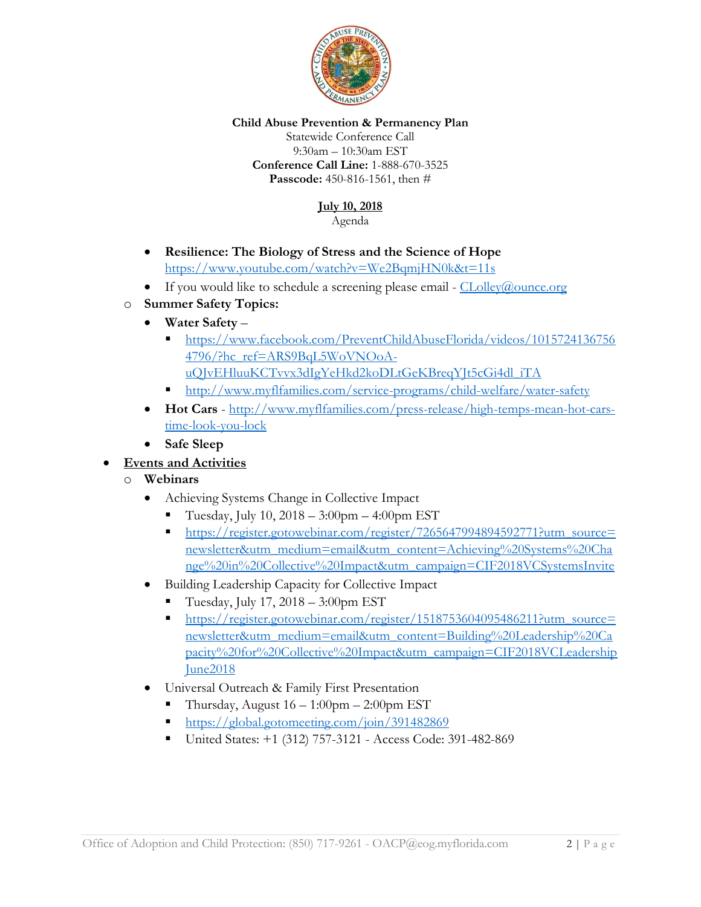**Child Abuse Prevention & Permanency Plan**
Statewide Conference Call
9:30am – 10:30am EST
**Conference Call Line:** 1-888-670-3525
**Passcode:** 450-816-1561, then #

**July 10, 2018**
Agenda

    - **Resilience: The Biology of Stress and the Science of Hope** https://www.youtube.com/watch?v=We2BqmjHN0k&t=11s
    - If you would like to schedule a screening please email - CLolley@ounce.org
  - **Summer Safety Topics:**
    - **Water Safety** –
      - https://www.facebook.com/PreventChildAbuseFlorida/videos/10157241367564796/?hc_ref=ARS9BqL5WoVNOoA-uQJvEHluuKCTvvx3dIgYeHkd2koDLtGeKBreqYJt5cGi4dl_iTA
      - http://www.myflfamilies.com/service-programs/child-welfare/water-safety
    - **Hot Cars** - http://www.myflfamilies.com/press-release/high-temps-mean-hot-cars-time-look-you-lock
    - **Safe Sleep**
- **Events and Activities**
  - **Webinars**
    - Achieving Systems Change in Collective Impact
      - Tuesday, July 10, 2018 – 3:00pm – 4:00pm EST
      - https://register.gotowebinar.com/register/7265647994894592771?utm_source=newsletter&utm_medium=email&utm_content=Achieving%20Systems%20Change%20in%20Collective%20Impact&utm_campaign=CIF2018VCSystemsInvite
    - Building Leadership Capacity for Collective Impact
      - Tuesday, July 17, 2018 – 3:00pm EST
      - https://register.gotowebinar.com/register/1518753604095486211?utm_source=newsletter&utm_medium=email&utm_content=Building%20Leadership%20Capacity%20for%20Collective%20Impact&utm_campaign=CIF2018VCLeadershipJune2018
    - Universal Outreach & Family First Presentation
      - Thursday, August 16 – 1:00pm – 2:00pm EST
      - https://global.gotomeeting.com/join/391482869
      - United States: +1 (312) 757-3121 - Access Code: 391-482-869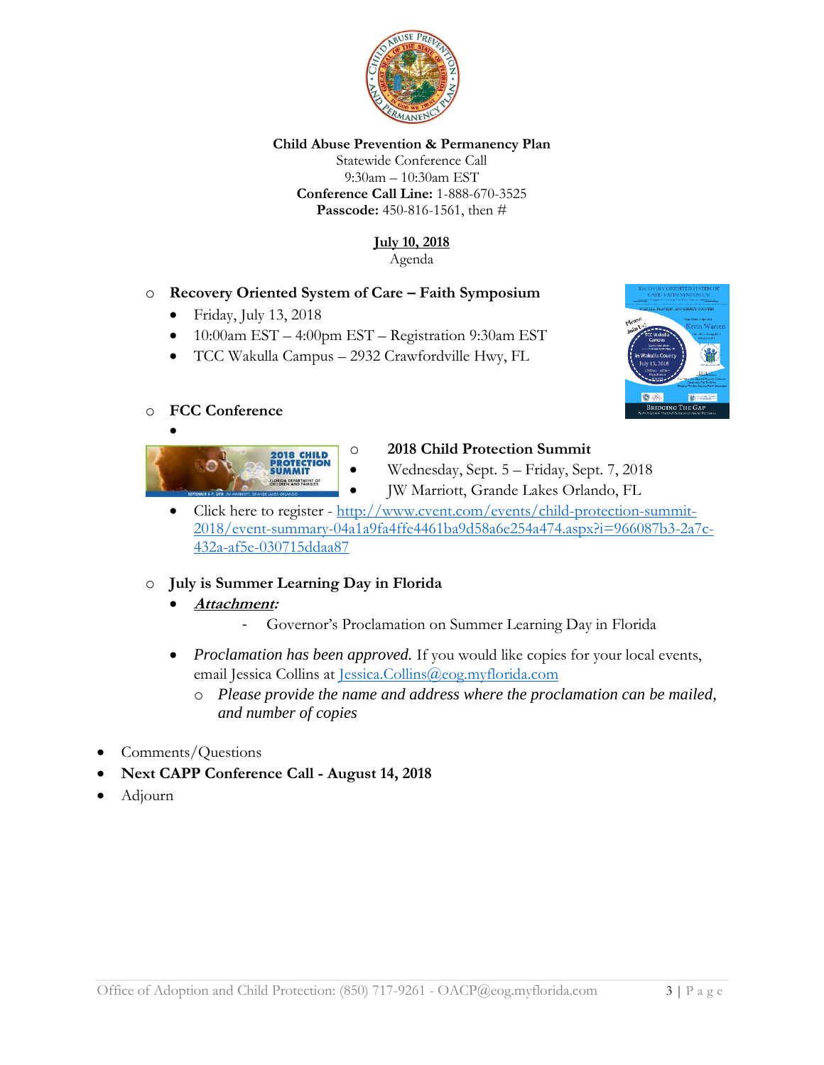**Child Abuse Prevention & Permanency Plan**
Statewide Conference Call
9:30am – 10:30am EST
**Conference Call Line:** 1-888-670-3525
**Passcode:** 450-816-1561, then #

**July 10, 2018**
Agenda

- **Recovery Oriented System of Care – Faith Symposium**
  - Friday, July 13, 2018
  - 10:00am EST – 4:00pm EST – Registration 9:30am EST
  - TCC Wakulla Campus – 2932 Crawfordville Hwy, FL

- **FCC Conference**
  - 
    - **2018 Child Protection Summit**
    - Wednesday, Sept. 5 – Friday, Sept. 7, 2018
    - JW Marriott, Grande Lakes Orlando, FL
  - Click here to register - http://www.cvent.com/events/child-protection-summit-2018/event-summary-04a1a9fa4ffe4461ba9d58a6e254a474.aspx?i=966087b3-2a7c-432a-af5e-030715ddaa87

- **July is Summer Learning Day in Florida**
  - ***Attachment:***
    - Governor's Proclamation on Summer Learning Day in Florida
  - *Proclamation has been approved.* If you would like copies for your local events, email Jessica Collins at Jessica.Collins@eog.myflorida.com
    - *Please provide the name and address where the proclamation can be mailed, and number of copies*

- Comments/Questions
- **Next CAPP Conference Call - August 14, 2018**
- Adjourn